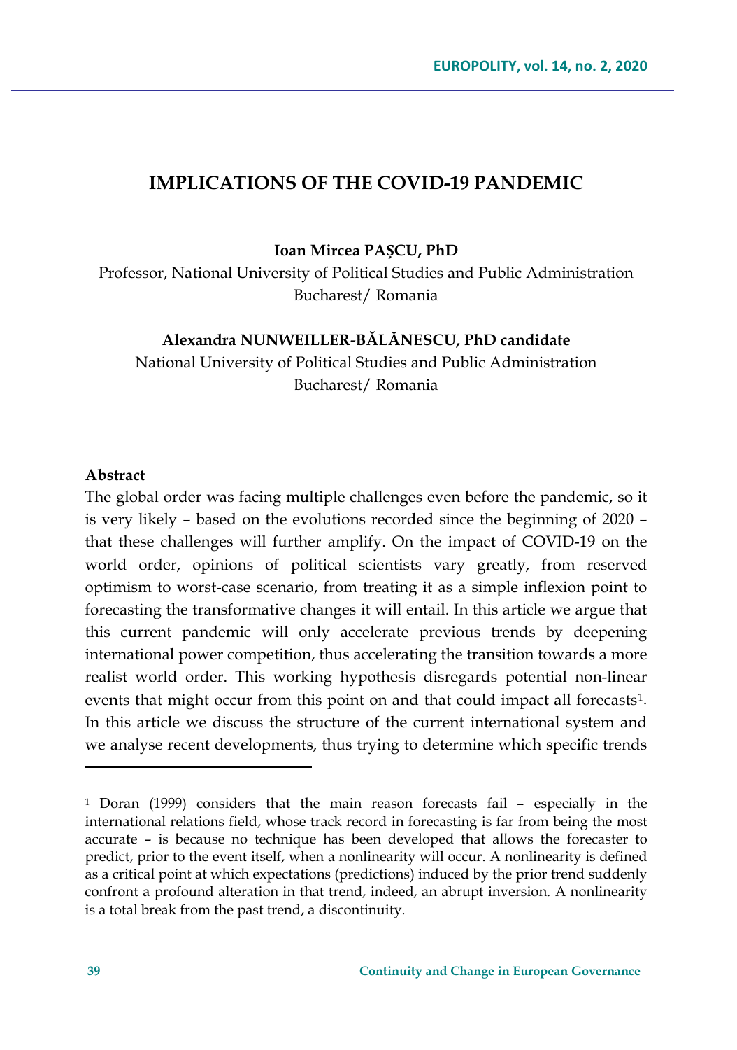# IMPLICATIONS OF THE COVID-19 PANDEMIC

**Ioan Mircea PAȘCU, PhD**

Professor, National University of Political Studies and Public Administration
Bucharest/ Romania

**Alexandra NUNWEILLER-BĂLĂNESCU, PhD candidate**

National University of Political Studies and Public Administration
Bucharest/ Romania

**Abstract**

The global order was facing multiple challenges even before the pandemic, so it is very likely – based on the evolutions recorded since the beginning of 2020 – that these challenges will further amplify. On the impact of COVID-19 on the world order, opinions of political scientists vary greatly, from reserved optimism to worst-case scenario, from treating it as a simple inflexion point to forecasting the transformative changes it will entail. In this article we argue that this current pandemic will only accelerate previous trends by deepening international power competition, thus accelerating the transition towards a more realist world order. This working hypothesis disregards potential non-linear events that might occur from this point on and that could impact all forecasts[1]. In this article we discuss the structure of the current international system and we analyse recent developments, thus trying to determine which specific trends

---

[1] Doran (1999) considers that the main reason forecasts fail – especially in the international relations field, whose track record in forecasting is far from being the most accurate – is because no technique has been developed that allows the forecaster to predict, prior to the event itself, when a nonlinearity will occur. A nonlinearity is defined as a critical point at which expectations (predictions) induced by the prior trend suddenly confront a profound alteration in that trend, indeed, an abrupt inversion. A nonlinearity is a total break from the past trend, a discontinuity.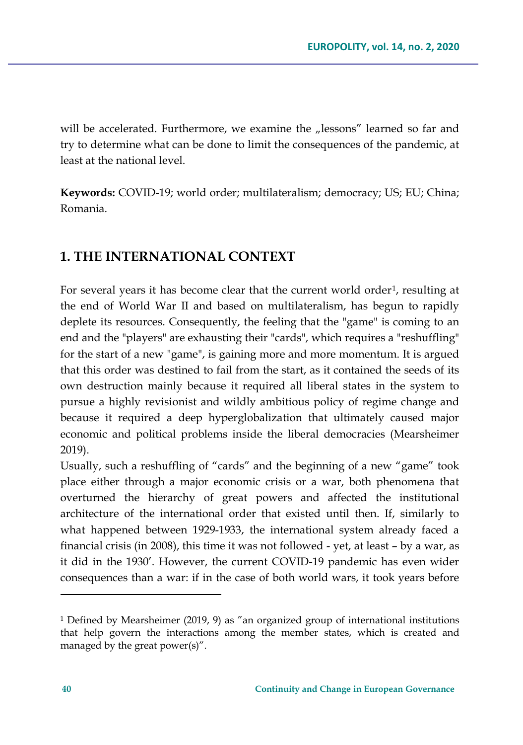will be accelerated. Furthermore, we examine the „lessons" learned so far and try to determine what can be done to limit the consequences of the pandemic, at least at the national level.

**Keywords:** COVID-19; world order; multilateralism; democracy; US; EU; China; Romania.

## 1. THE INTERNATIONAL CONTEXT

For several years it has become clear that the current world order[1], resulting at the end of World War II and based on multilateralism, has begun to rapidly deplete its resources. Consequently, the feeling that the "game" is coming to an end and the "players" are exhausting their "cards", which requires a "reshuffling" for the start of a new "game", is gaining more and more momentum. It is argued that this order was destined to fail from the start, as it contained the seeds of its own destruction mainly because it required all liberal states in the system to pursue a highly revisionist and wildly ambitious policy of regime change and because it required a deep hyperglobalization that ultimately caused major economic and political problems inside the liberal democracies (Mearsheimer 2019).

Usually, such a reshuffling of "cards" and the beginning of a new "game" took place either through a major economic crisis or a war, both phenomena that overturned the hierarchy of great powers and affected the institutional architecture of the international order that existed until then. If, similarly to what happened between 1929-1933, the international system already faced a financial crisis (in 2008), this time it was not followed - yet, at least – by a war, as it did in the 1930'. However, the current COVID-19 pandemic has even wider consequences than a war: if in the case of both world wars, it took years before

[1] Defined by Mearsheimer (2019, 9) as "an organized group of international institutions that help govern the interactions among the member states, which is created and managed by the great power(s)".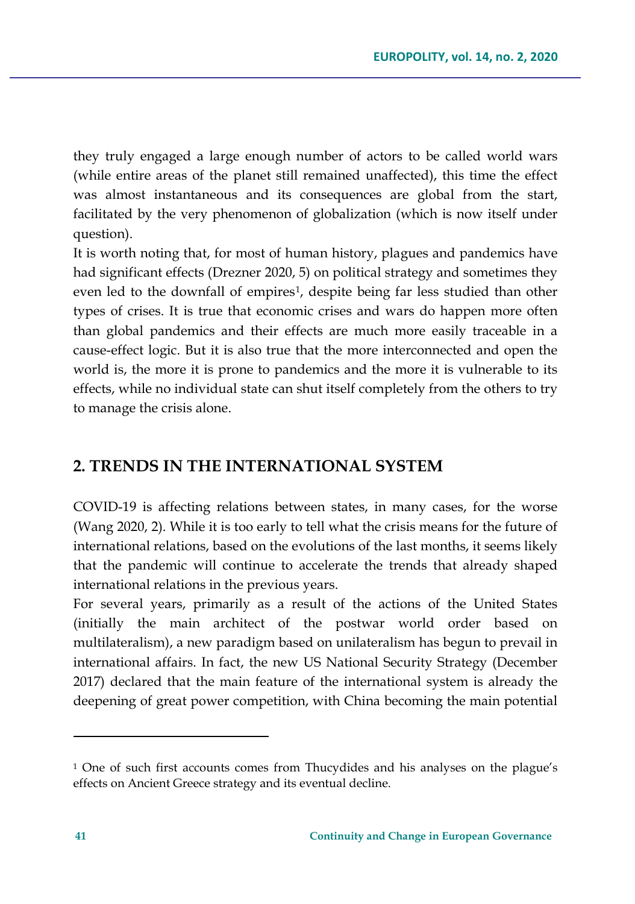they truly engaged a large enough number of actors to be called world wars (while entire areas of the planet still remained unaffected), this time the effect was almost instantaneous and its consequences are global from the start, facilitated by the very phenomenon of globalization (which is now itself under question).

It is worth noting that, for most of human history, plagues and pandemics have had significant effects (Drezner 2020, 5) on political strategy and sometimes they even led to the downfall of empires[1], despite being far less studied than other types of crises. It is true that economic crises and wars do happen more often than global pandemics and their effects are much more easily traceable in a cause-effect logic. But it is also true that the more interconnected and open the world is, the more it is prone to pandemics and the more it is vulnerable to its effects, while no individual state can shut itself completely from the others to try to manage the crisis alone.

## 2. TRENDS IN THE INTERNATIONAL SYSTEM

COVID-19 is affecting relations between states, in many cases, for the worse (Wang 2020, 2). While it is too early to tell what the crisis means for the future of international relations, based on the evolutions of the last months, it seems likely that the pandemic will continue to accelerate the trends that already shaped international relations in the previous years.

For several years, primarily as a result of the actions of the United States (initially the main architect of the postwar world order based on multilateralism), a new paradigm based on unilateralism has begun to prevail in international affairs. In fact, the new US National Security Strategy (December 2017) declared that the main feature of the international system is already the deepening of great power competition, with China becoming the main potential

[1] One of such first accounts comes from Thucydides and his analyses on the plague's effects on Ancient Greece strategy and its eventual decline.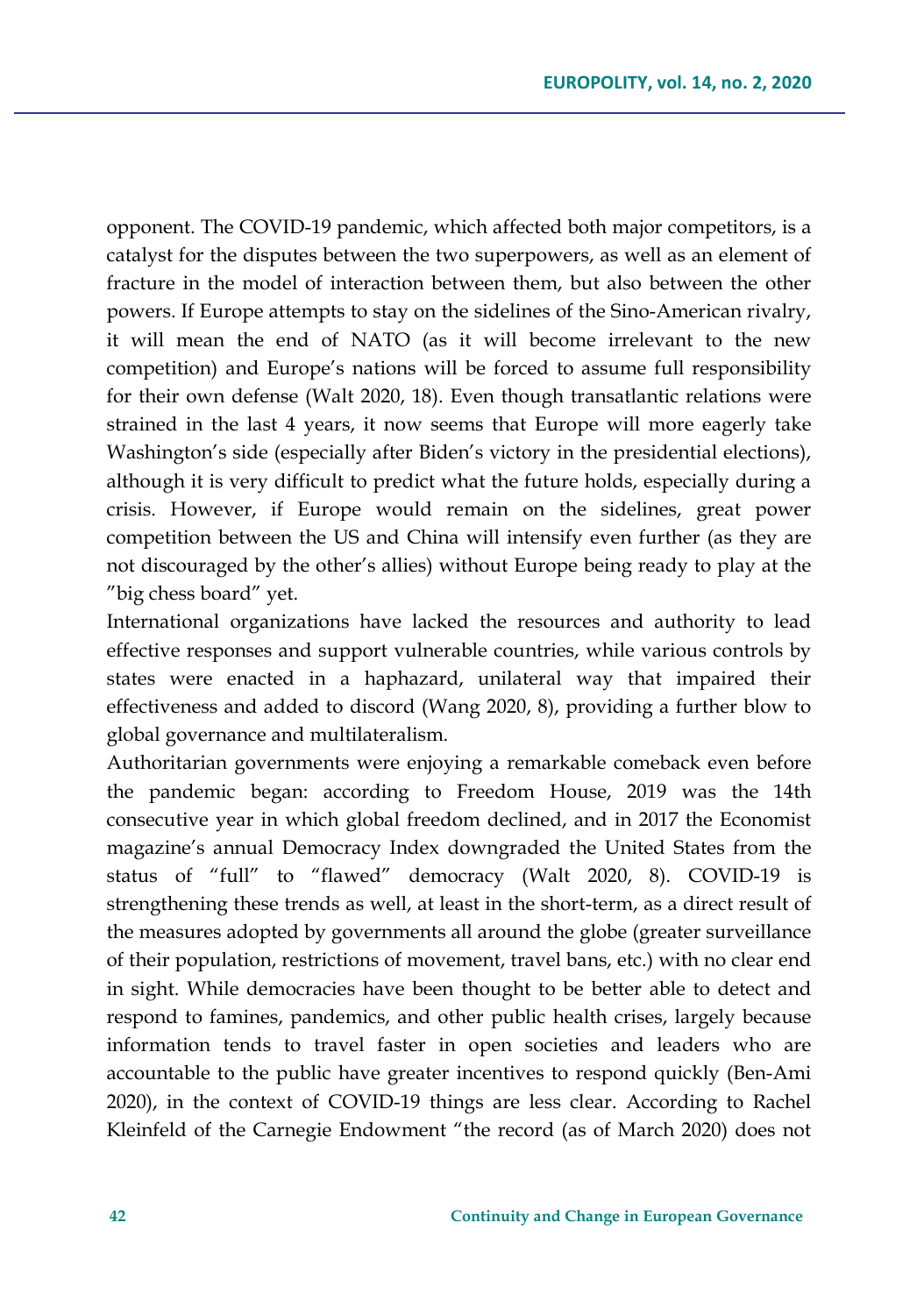opponent. The COVID-19 pandemic, which affected both major competitors, is a catalyst for the disputes between the two superpowers, as well as an element of fracture in the model of interaction between them, but also between the other powers. If Europe attempts to stay on the sidelines of the Sino-American rivalry, it will mean the end of NATO (as it will become irrelevant to the new competition) and Europe's nations will be forced to assume full responsibility for their own defense (Walt 2020, 18). Even though transatlantic relations were strained in the last 4 years, it now seems that Europe will more eagerly take Washington's side (especially after Biden's victory in the presidential elections), although it is very difficult to predict what the future holds, especially during a crisis. However, if Europe would remain on the sidelines, great power competition between the US and China will intensify even further (as they are not discouraged by the other's allies) without Europe being ready to play at the "big chess board" yet.

International organizations have lacked the resources and authority to lead effective responses and support vulnerable countries, while various controls by states were enacted in a haphazard, unilateral way that impaired their effectiveness and added to discord (Wang 2020, 8), providing a further blow to global governance and multilateralism.

Authoritarian governments were enjoying a remarkable comeback even before the pandemic began: according to Freedom House, 2019 was the 14th consecutive year in which global freedom declined, and in 2017 the Economist magazine's annual Democracy Index downgraded the United States from the status of "full" to "flawed" democracy (Walt 2020, 8). COVID-19 is strengthening these trends as well, at least in the short-term, as a direct result of the measures adopted by governments all around the globe (greater surveillance of their population, restrictions of movement, travel bans, etc.) with no clear end in sight. While democracies have been thought to be better able to detect and respond to famines, pandemics, and other public health crises, largely because information tends to travel faster in open societies and leaders who are accountable to the public have greater incentives to respond quickly (Ben-Ami 2020), in the context of COVID-19 things are less clear. According to Rachel Kleinfeld of the Carnegie Endowment "the record (as of March 2020) does not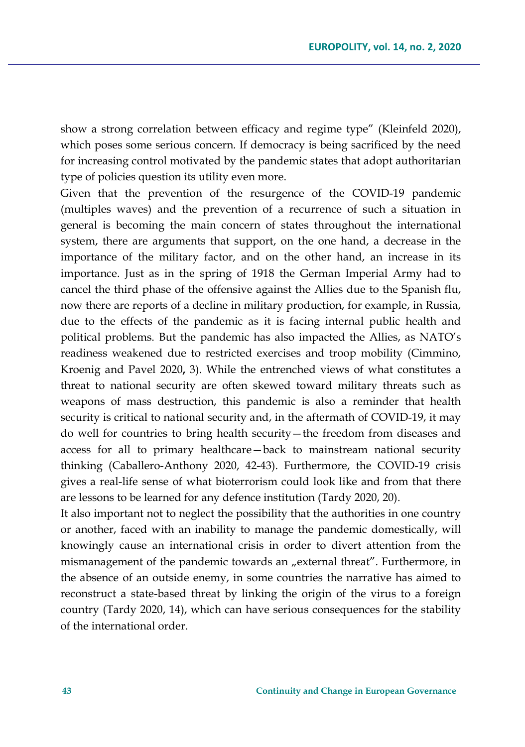show a strong correlation between efficacy and regime type" (Kleinfeld 2020), which poses some serious concern. If democracy is being sacrificed by the need for increasing control motivated by the pandemic states that adopt authoritarian type of policies question its utility even more.

Given that the prevention of the resurgence of the COVID-19 pandemic (multiples waves) and the prevention of a recurrence of such a situation in general is becoming the main concern of states throughout the international system, there are arguments that support, on the one hand, a decrease in the importance of the military factor, and on the other hand, an increase in its importance. Just as in the spring of 1918 the German Imperial Army had to cancel the third phase of the offensive against the Allies due to the Spanish flu, now there are reports of a decline in military production, for example, in Russia, due to the effects of the pandemic as it is facing internal public health and political problems. But the pandemic has also impacted the Allies, as NATO's readiness weakened due to restricted exercises and troop mobility (Cimmino, Kroenig and Pavel 2020**,** 3). While the entrenched views of what constitutes a threat to national security are often skewed toward military threats such as weapons of mass destruction, this pandemic is also a reminder that health security is critical to national security and, in the aftermath of COVID-19, it may do well for countries to bring health security—the freedom from diseases and access for all to primary healthcare—back to mainstream national security thinking (Caballero-Anthony 2020, 42-43). Furthermore, the COVID-19 crisis gives a real-life sense of what bioterrorism could look like and from that there are lessons to be learned for any defence institution (Tardy 2020, 20).

It also important not to neglect the possibility that the authorities in one country or another, faced with an inability to manage the pandemic domestically, will knowingly cause an international crisis in order to divert attention from the mismanagement of the pandemic towards an „external threat". Furthermore, in the absence of an outside enemy, in some countries the narrative has aimed to reconstruct a state-based threat by linking the origin of the virus to a foreign country (Tardy 2020, 14), which can have serious consequences for the stability of the international order.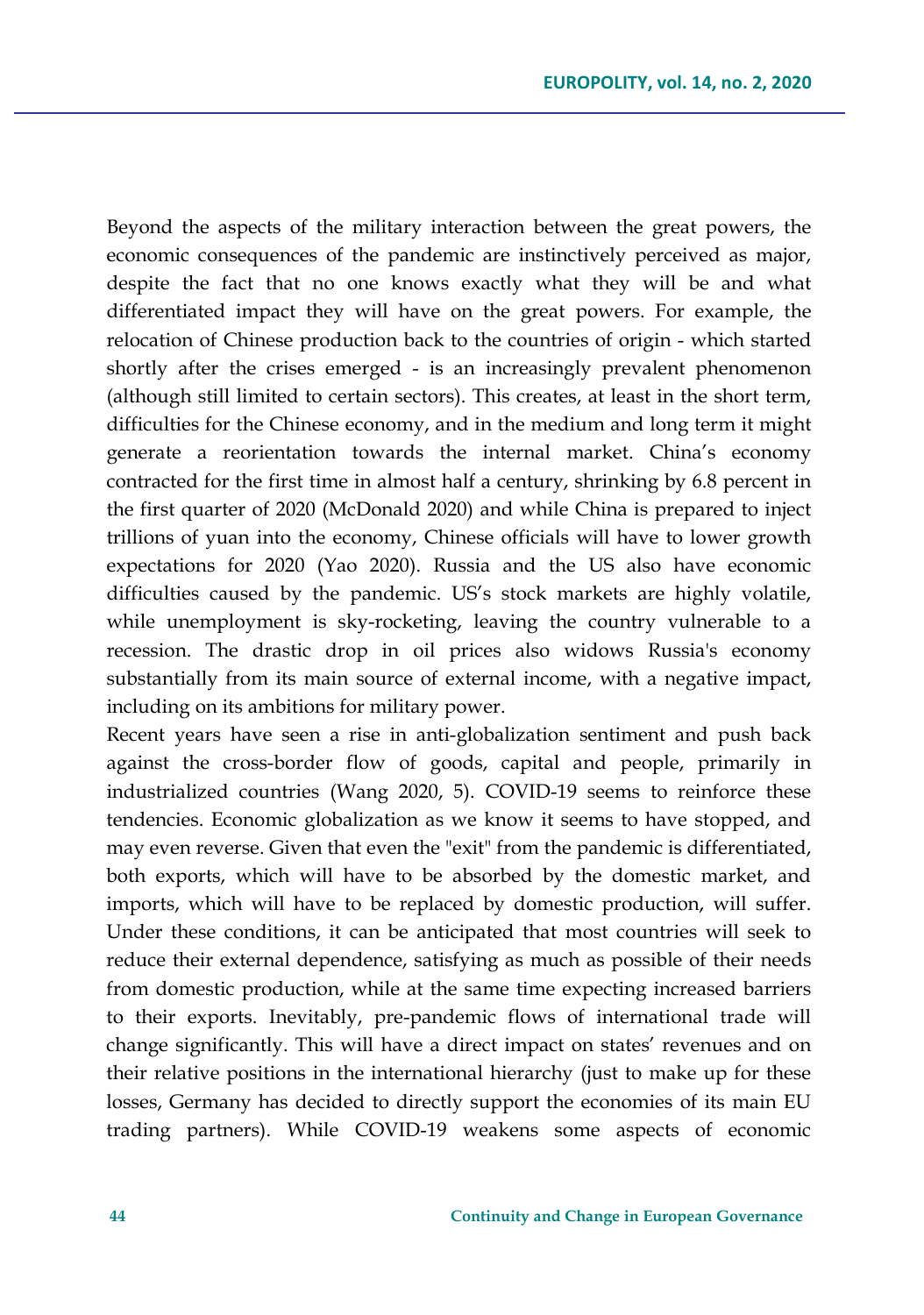Beyond the aspects of the military interaction between the great powers, the economic consequences of the pandemic are instinctively perceived as major, despite the fact that no one knows exactly what they will be and what differentiated impact they will have on the great powers. For example, the relocation of Chinese production back to the countries of origin - which started shortly after the crises emerged - is an increasingly prevalent phenomenon (although still limited to certain sectors). This creates, at least in the short term, difficulties for the Chinese economy, and in the medium and long term it might generate a reorientation towards the internal market. China's economy contracted for the first time in almost half a century, shrinking by 6.8 percent in the first quarter of 2020 (McDonald 2020) and while China is prepared to inject trillions of yuan into the economy, Chinese officials will have to lower growth expectations for 2020 (Yao 2020). Russia and the US also have economic difficulties caused by the pandemic. US's stock markets are highly volatile, while unemployment is sky-rocketing, leaving the country vulnerable to a recession. The drastic drop in oil prices also widows Russia's economy substantially from its main source of external income, with a negative impact, including on its ambitions for military power.

Recent years have seen a rise in anti-globalization sentiment and push back against the cross-border flow of goods, capital and people, primarily in industrialized countries (Wang 2020, 5). COVID-19 seems to reinforce these tendencies. Economic globalization as we know it seems to have stopped, and may even reverse. Given that even the "exit" from the pandemic is differentiated, both exports, which will have to be absorbed by the domestic market, and imports, which will have to be replaced by domestic production, will suffer. Under these conditions, it can be anticipated that most countries will seek to reduce their external dependence, satisfying as much as possible of their needs from domestic production, while at the same time expecting increased barriers to their exports. Inevitably, pre-pandemic flows of international trade will change significantly. This will have a direct impact on states' revenues and on their relative positions in the international hierarchy (just to make up for these losses, Germany has decided to directly support the economies of its main EU trading partners). While COVID-19 weakens some aspects of economic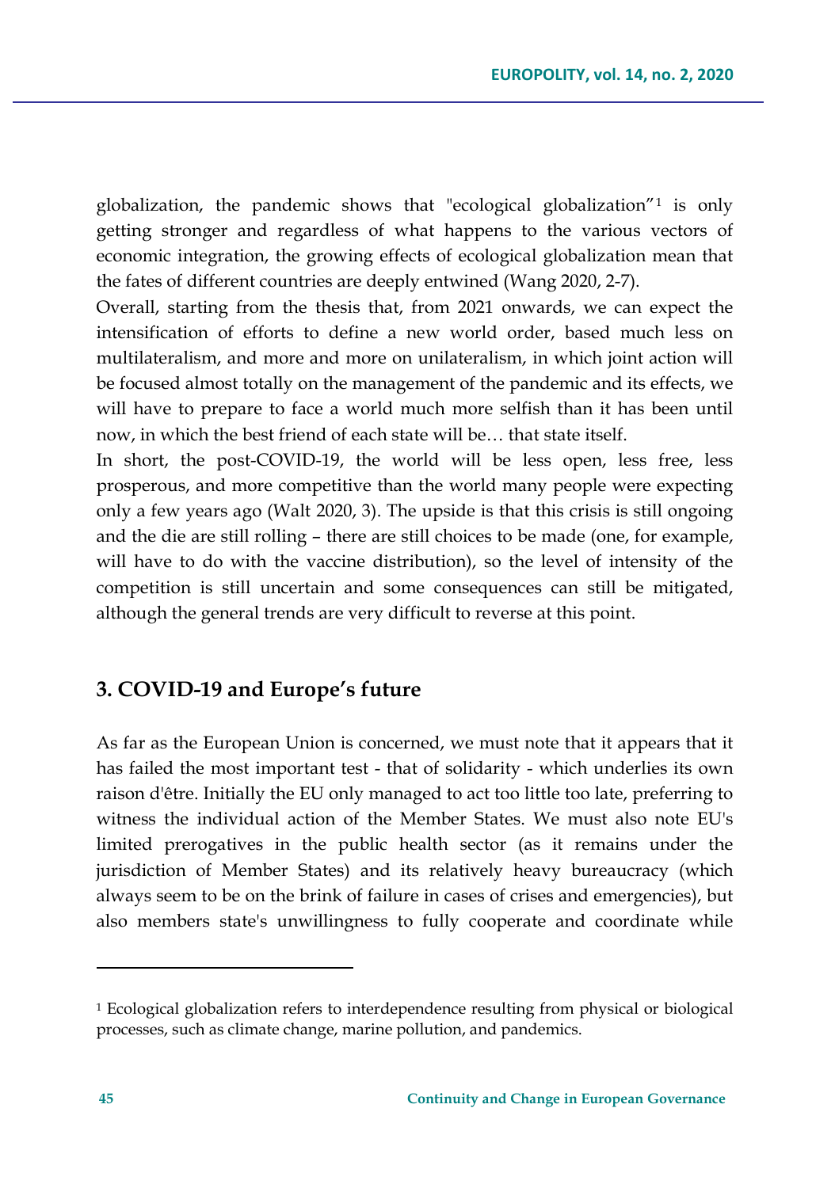globalization, the pandemic shows that "ecological globalization"[1] is only getting stronger and regardless of what happens to the various vectors of economic integration, the growing effects of ecological globalization mean that the fates of different countries are deeply entwined (Wang 2020, 2-7).

Overall, starting from the thesis that, from 2021 onwards, we can expect the intensification of efforts to define a new world order, based much less on multilateralism, and more and more on unilateralism, in which joint action will be focused almost totally on the management of the pandemic and its effects, we will have to prepare to face a world much more selfish than it has been until now, in which the best friend of each state will be… that state itself.

In short, the post-COVID-19, the world will be less open, less free, less prosperous, and more competitive than the world many people were expecting only a few years ago (Walt 2020, 3). The upside is that this crisis is still ongoing and the die are still rolling – there are still choices to be made (one, for example, will have to do with the vaccine distribution), so the level of intensity of the competition is still uncertain and some consequences can still be mitigated, although the general trends are very difficult to reverse at this point.

## 3. COVID-19 and Europe's future

As far as the European Union is concerned, we must note that it appears that it has failed the most important test - that of solidarity - which underlies its own raison d'être. Initially the EU only managed to act too little too late, preferring to witness the individual action of the Member States. We must also note EU's limited prerogatives in the public health sector (as it remains under the jurisdiction of Member States) and its relatively heavy bureaucracy (which always seem to be on the brink of failure in cases of crises and emergencies), but also members state's unwillingness to fully cooperate and coordinate while

---

[1] Ecological globalization refers to interdependence resulting from physical or biological processes, such as climate change, marine pollution, and pandemics.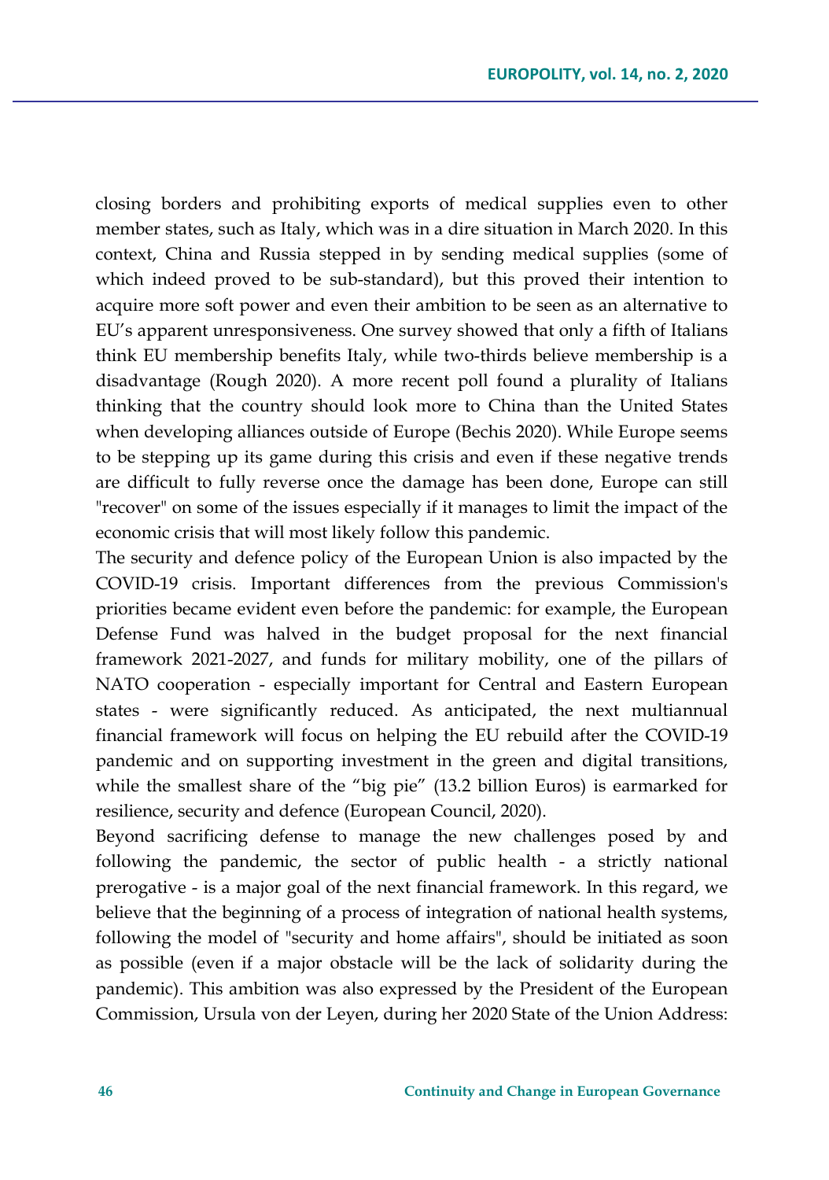closing borders and prohibiting exports of medical supplies even to other member states, such as Italy, which was in a dire situation in March 2020. In this context, China and Russia stepped in by sending medical supplies (some of which indeed proved to be sub-standard), but this proved their intention to acquire more soft power and even their ambition to be seen as an alternative to EU's apparent unresponsiveness. One survey showed that only a fifth of Italians think EU membership benefits Italy, while two-thirds believe membership is a disadvantage (Rough 2020). A more recent poll found a plurality of Italians thinking that the country should look more to China than the United States when developing alliances outside of Europe (Bechis 2020). While Europe seems to be stepping up its game during this crisis and even if these negative trends are difficult to fully reverse once the damage has been done, Europe can still "recover" on some of the issues especially if it manages to limit the impact of the economic crisis that will most likely follow this pandemic.

The security and defence policy of the European Union is also impacted by the COVID-19 crisis. Important differences from the previous Commission's priorities became evident even before the pandemic: for example, the European Defense Fund was halved in the budget proposal for the next financial framework 2021-2027, and funds for military mobility, one of the pillars of NATO cooperation - especially important for Central and Eastern European states - were significantly reduced. As anticipated, the next multiannual financial framework will focus on helping the EU rebuild after the COVID-19 pandemic and on supporting investment in the green and digital transitions, while the smallest share of the "big pie" (13.2 billion Euros) is earmarked for resilience, security and defence (European Council, 2020).

Beyond sacrificing defense to manage the new challenges posed by and following the pandemic, the sector of public health - a strictly national prerogative - is a major goal of the next financial framework. In this regard, we believe that the beginning of a process of integration of national health systems, following the model of "security and home affairs", should be initiated as soon as possible (even if a major obstacle will be the lack of solidarity during the pandemic). This ambition was also expressed by the President of the European Commission, Ursula von der Leyen, during her 2020 State of the Union Address: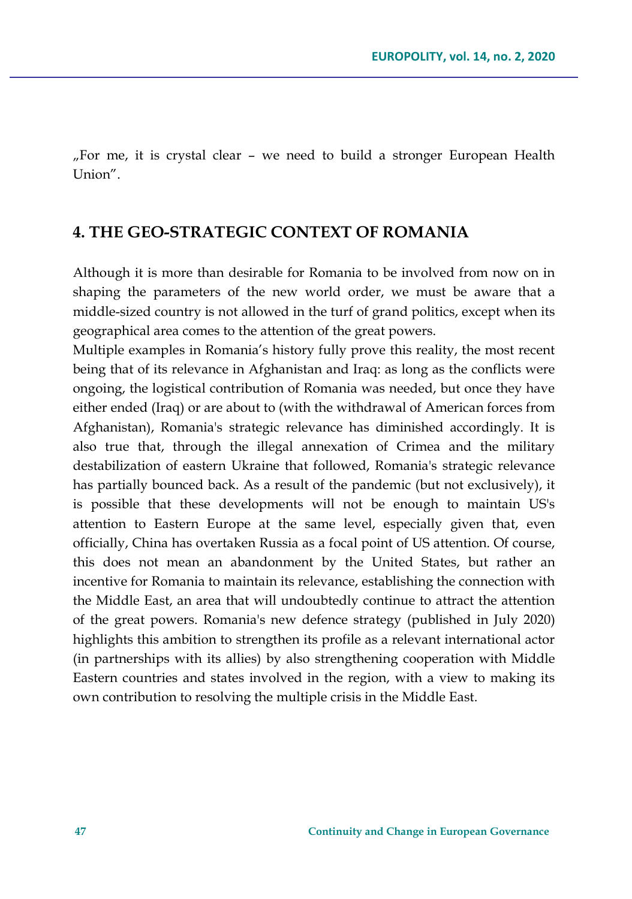„For me, it is crystal clear – we need to build a stronger European Health Union".

## 4. THE GEO-STRATEGIC CONTEXT OF ROMANIA

Although it is more than desirable for Romania to be involved from now on in shaping the parameters of the new world order, we must be aware that a middle-sized country is not allowed in the turf of grand politics, except when its geographical area comes to the attention of the great powers.
Multiple examples in Romania's history fully prove this reality, the most recent being that of its relevance in Afghanistan and Iraq: as long as the conflicts were ongoing, the logistical contribution of Romania was needed, but once they have either ended (Iraq) or are about to (with the withdrawal of American forces from Afghanistan), Romania's strategic relevance has diminished accordingly. It is also true that, through the illegal annexation of Crimea and the military destabilization of eastern Ukraine that followed, Romania's strategic relevance has partially bounced back. As a result of the pandemic (but not exclusively), it is possible that these developments will not be enough to maintain US's attention to Eastern Europe at the same level, especially given that, even officially, China has overtaken Russia as a focal point of US attention. Of course, this does not mean an abandonment by the United States, but rather an incentive for Romania to maintain its relevance, establishing the connection with the Middle East, an area that will undoubtedly continue to attract the attention of the great powers. Romania's new defence strategy (published in July 2020) highlights this ambition to strengthen its profile as a relevant international actor (in partnerships with its allies) by also strengthening cooperation with Middle Eastern countries and states involved in the region, with a view to making its own contribution to resolving the multiple crisis in the Middle East.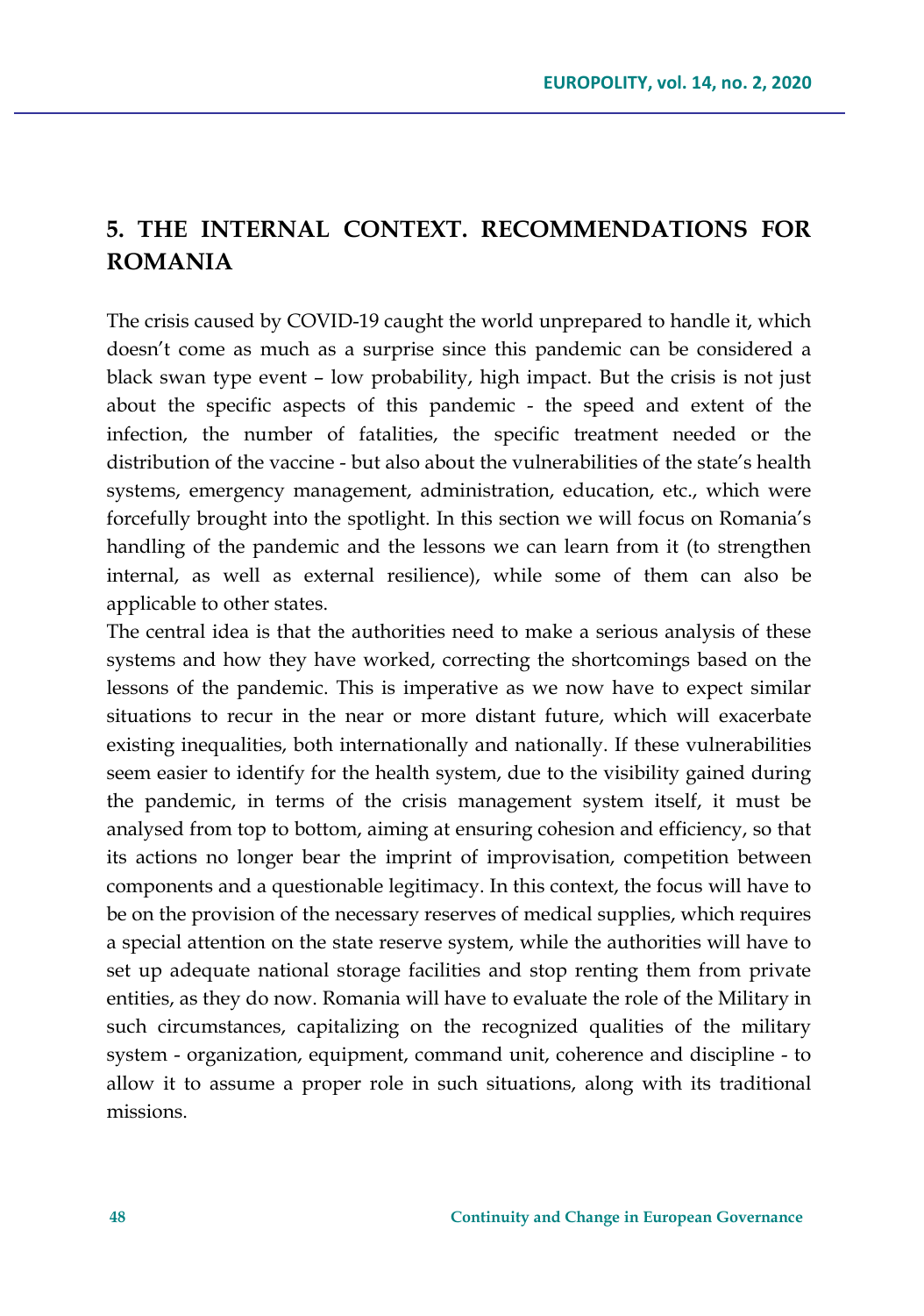## 5. THE INTERNAL CONTEXT. RECOMMENDATIONS FOR ROMANIA

The crisis caused by COVID-19 caught the world unprepared to handle it, which doesn't come as much as a surprise since this pandemic can be considered a black swan type event – low probability, high impact. But the crisis is not just about the specific aspects of this pandemic - the speed and extent of the infection, the number of fatalities, the specific treatment needed or the distribution of the vaccine - but also about the vulnerabilities of the state's health systems, emergency management, administration, education, etc., which were forcefully brought into the spotlight. In this section we will focus on Romania's handling of the pandemic and the lessons we can learn from it (to strengthen internal, as well as external resilience), while some of them can also be applicable to other states.

The central idea is that the authorities need to make a serious analysis of these systems and how they have worked, correcting the shortcomings based on the lessons of the pandemic. This is imperative as we now have to expect similar situations to recur in the near or more distant future, which will exacerbate existing inequalities, both internationally and nationally. If these vulnerabilities seem easier to identify for the health system, due to the visibility gained during the pandemic, in terms of the crisis management system itself, it must be analysed from top to bottom, aiming at ensuring cohesion and efficiency, so that its actions no longer bear the imprint of improvisation, competition between components and a questionable legitimacy. In this context, the focus will have to be on the provision of the necessary reserves of medical supplies, which requires a special attention on the state reserve system, while the authorities will have to set up adequate national storage facilities and stop renting them from private entities, as they do now. Romania will have to evaluate the role of the Military in such circumstances, capitalizing on the recognized qualities of the military system - organization, equipment, command unit, coherence and discipline - to allow it to assume a proper role in such situations, along with its traditional missions.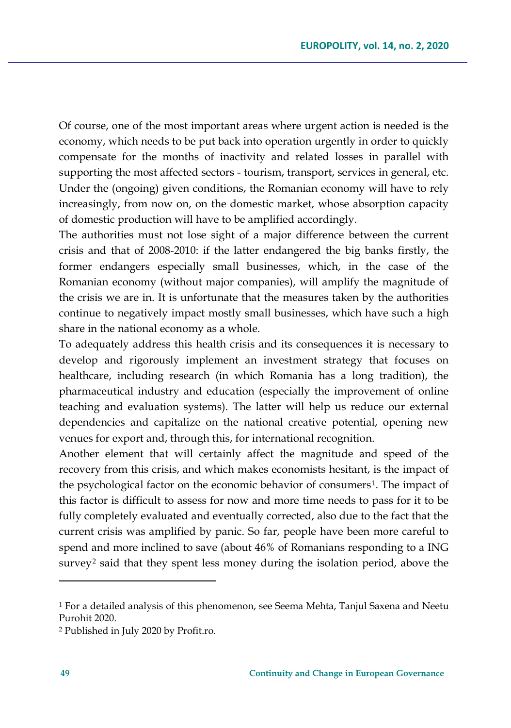Of course, one of the most important areas where urgent action is needed is the economy, which needs to be put back into operation urgently in order to quickly compensate for the months of inactivity and related losses in parallel with supporting the most affected sectors - tourism, transport, services in general, etc. Under the (ongoing) given conditions, the Romanian economy will have to rely increasingly, from now on, on the domestic market, whose absorption capacity of domestic production will have to be amplified accordingly.

The authorities must not lose sight of a major difference between the current crisis and that of 2008-2010: if the latter endangered the big banks firstly, the former endangers especially small businesses, which, in the case of the Romanian economy (without major companies), will amplify the magnitude of the crisis we are in. It is unfortunate that the measures taken by the authorities continue to negatively impact mostly small businesses, which have such a high share in the national economy as a whole.

To adequately address this health crisis and its consequences it is necessary to develop and rigorously implement an investment strategy that focuses on healthcare, including research (in which Romania has a long tradition), the pharmaceutical industry and education (especially the improvement of online teaching and evaluation systems). The latter will help us reduce our external dependencies and capitalize on the national creative potential, opening new venues for export and, through this, for international recognition.

Another element that will certainly affect the magnitude and speed of the recovery from this crisis, and which makes economists hesitant, is the impact of the psychological factor on the economic behavior of consumers[1]. The impact of this factor is difficult to assess for now and more time needs to pass for it to be fully completely evaluated and eventually corrected, also due to the fact that the current crisis was amplified by panic. So far, people have been more careful to spend and more inclined to save (about 46% of Romanians responding to a ING survey[2] said that they spent less money during the isolation period, above the

[1] For a detailed analysis of this phenomenon, see Seema Mehta, Tanjul Saxena and Neetu Purohit 2020.

[2] Published in July 2020 by Profit.ro.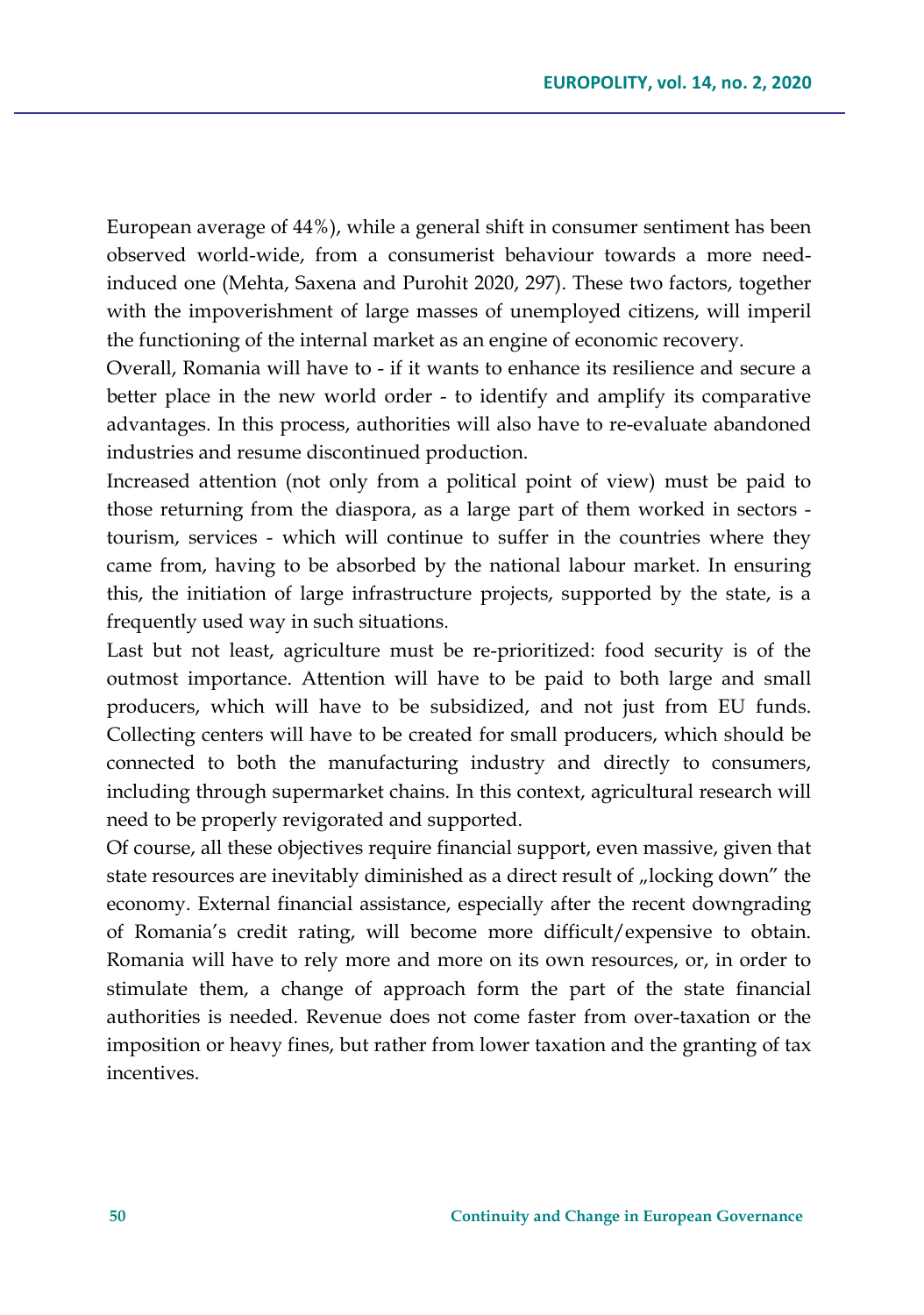European average of 44%), while a general shift in consumer sentiment has been observed world-wide, from a consumerist behaviour towards a more need-induced one (Mehta, Saxena and Purohit 2020, 297). These two factors, together with the impoverishment of large masses of unemployed citizens, will imperil the functioning of the internal market as an engine of economic recovery.

Overall, Romania will have to - if it wants to enhance its resilience and secure a better place in the new world order - to identify and amplify its comparative advantages. In this process, authorities will also have to re-evaluate abandoned industries and resume discontinued production.

Increased attention (not only from a political point of view) must be paid to those returning from the diaspora, as a large part of them worked in sectors - tourism, services - which will continue to suffer in the countries where they came from, having to be absorbed by the national labour market. In ensuring this, the initiation of large infrastructure projects, supported by the state, is a frequently used way in such situations.

Last but not least, agriculture must be re-prioritized: food security is of the outmost importance. Attention will have to be paid to both large and small producers, which will have to be subsidized, and not just from EU funds. Collecting centers will have to be created for small producers, which should be connected to both the manufacturing industry and directly to consumers, including through supermarket chains. In this context, agricultural research will need to be properly revigorated and supported.

Of course, all these objectives require financial support, even massive, given that state resources are inevitably diminished as a direct result of „locking down" the economy. External financial assistance, especially after the recent downgrading of Romania's credit rating, will become more difficult/expensive to obtain. Romania will have to rely more and more on its own resources, or, in order to stimulate them, a change of approach form the part of the state financial authorities is needed. Revenue does not come faster from over-taxation or the imposition or heavy fines, but rather from lower taxation and the granting of tax incentives.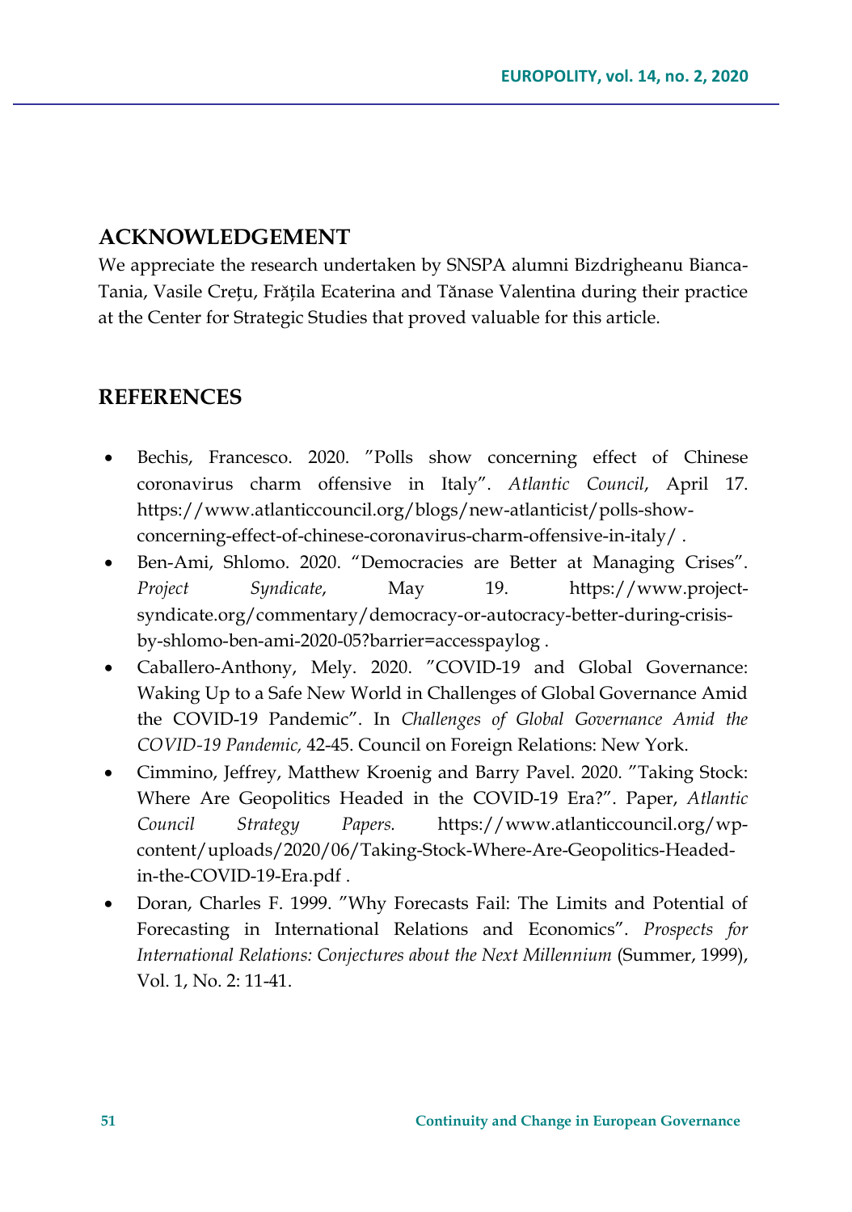## ACKNOWLEDGEMENT

We appreciate the research undertaken by SNSPA alumni Bizdrigheanu Bianca-Tania, Vasile Crețu, Frățila Ecaterina and Tănase Valentina during their practice at the Center for Strategic Studies that proved valuable for this article.

## REFERENCES

- Bechis, Francesco. 2020. ″Polls show concerning effect of Chinese coronavirus charm offensive in Italy". *Atlantic Council*, April 17. https://www.atlanticcouncil.org/blogs/new-atlanticist/polls-show-concerning-effect-of-chinese-coronavirus-charm-offensive-in-italy/ .
- Ben-Ami, Shlomo. 2020. "Democracies are Better at Managing Crises". *Project Syndicate*, May 19. https://www.project-syndicate.org/commentary/democracy-or-autocracy-better-during-crisis-by-shlomo-ben-ami-2020-05?barrier=accesspaylog .
- Caballero-Anthony, Mely. 2020. ″COVID-19 and Global Governance: Waking Up to a Safe New World in Challenges of Global Governance Amid the COVID-19 Pandemic". In *Challenges of Global Governance Amid the COVID-19 Pandemic,* 42-45. Council on Foreign Relations: New York.
- Cimmino, Jeffrey, Matthew Kroenig and Barry Pavel. 2020. ″Taking Stock: Where Are Geopolitics Headed in the COVID-19 Era?". Paper, *Atlantic Council Strategy Papers.* https://www.atlanticcouncil.org/wp-content/uploads/2020/06/Taking-Stock-Where-Are-Geopolitics-Headed-in-the-COVID-19-Era.pdf .
- Doran, Charles F. 1999. ″Why Forecasts Fail: The Limits and Potential of Forecasting in International Relations and Economics". *Prospects for International Relations: Conjectures about the Next Millennium* (Summer, 1999), Vol. 1, No. 2: 11-41.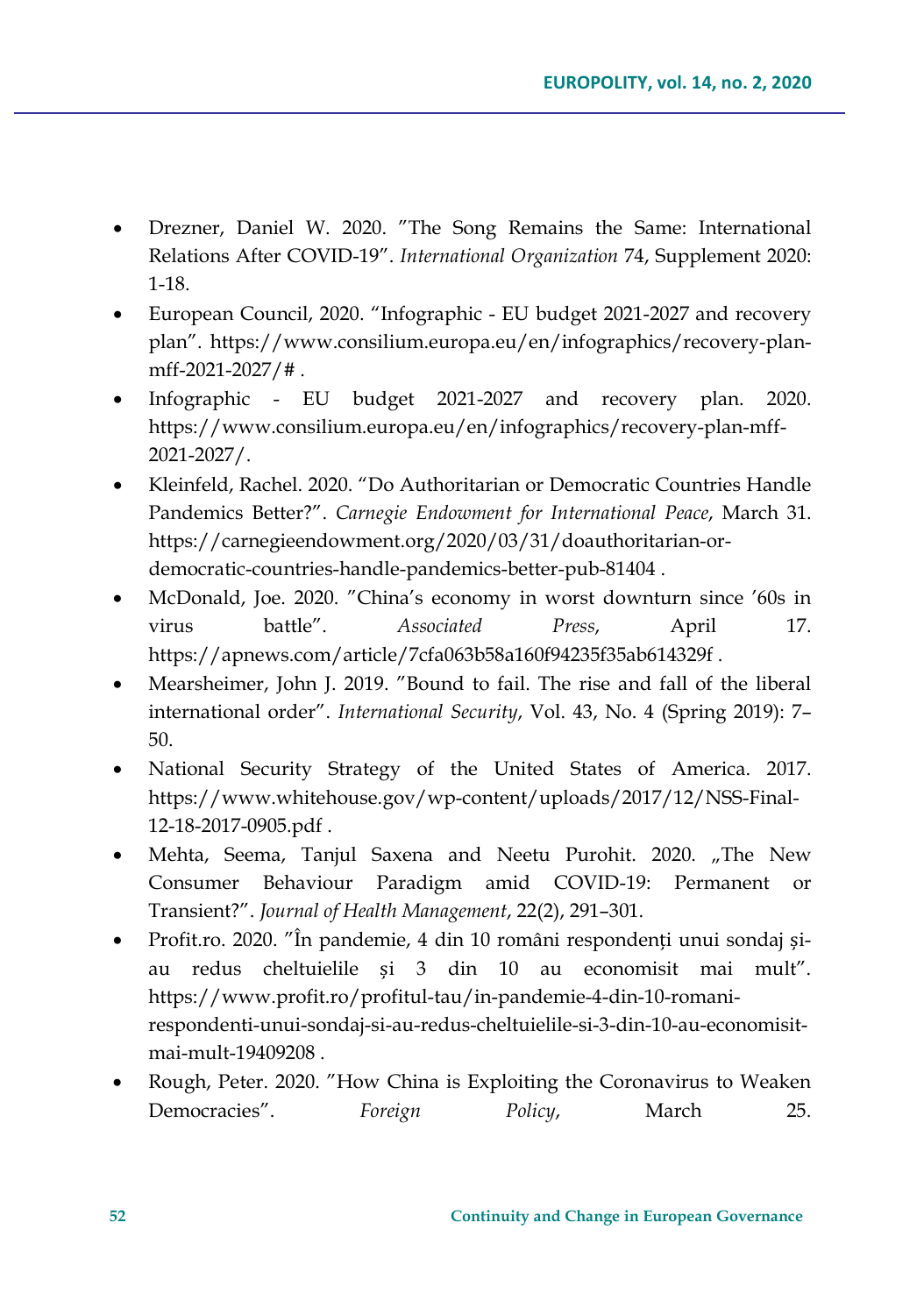- Drezner, Daniel W. 2020. ”The Song Remains the Same: International Relations After COVID-19”. *International Organization* 74, Supplement 2020: 1-18.
- European Council, 2020. “Infographic - EU budget 2021-2027 and recovery plan”. https://www.consilium.europa.eu/en/infographics/recovery-plan-mff-2021-2027/# .
- Infographic - EU budget 2021-2027 and recovery plan. 2020. https://www.consilium.europa.eu/en/infographics/recovery-plan-mff-2021-2027/.
- Kleinfeld, Rachel. 2020. “Do Authoritarian or Democratic Countries Handle Pandemics Better?”. *Carnegie Endowment for International Peace*, March 31. https://carnegieendowment.org/2020/03/31/doauthoritarian-or-democratic-countries-handle-pandemics-better-pub-81404 .
- McDonald, Joe. 2020. ”China’s economy in worst downturn since ’60s in virus battle”. *Associated Press*, April 17. https://apnews.com/article/7cfa063b58a160f94235f35ab614329f .
- Mearsheimer, John J. 2019. ”Bound to fail. The rise and fall of the liberal international order”. *International Security*, Vol. 43, No. 4 (Spring 2019): 7–50.
- National Security Strategy of the United States of America. 2017. https://www.whitehouse.gov/wp-content/uploads/2017/12/NSS-Final-12-18-2017-0905.pdf .
- Mehta, Seema, Tanjul Saxena and Neetu Purohit. 2020. „The New Consumer Behaviour Paradigm amid COVID-19: Permanent or Transient?”. *Journal of Health Management*, 22(2), 291–301.
- Profit.ro. 2020. ”În pandemie, 4 din 10 români respondenți unui sondaj și-au redus cheltuielile și 3 din 10 au economisit mai mult”. https://www.profit.ro/profitul-tau/in-pandemie-4-din-10-romani-respondenti-unui-sondaj-si-au-redus-cheltuielile-si-3-din-10-au-economisit-mai-mult-19409208 .
- Rough, Peter. 2020. ”How China is Exploiting the Coronavirus to Weaken Democracies”. *Foreign Policy*, March 25.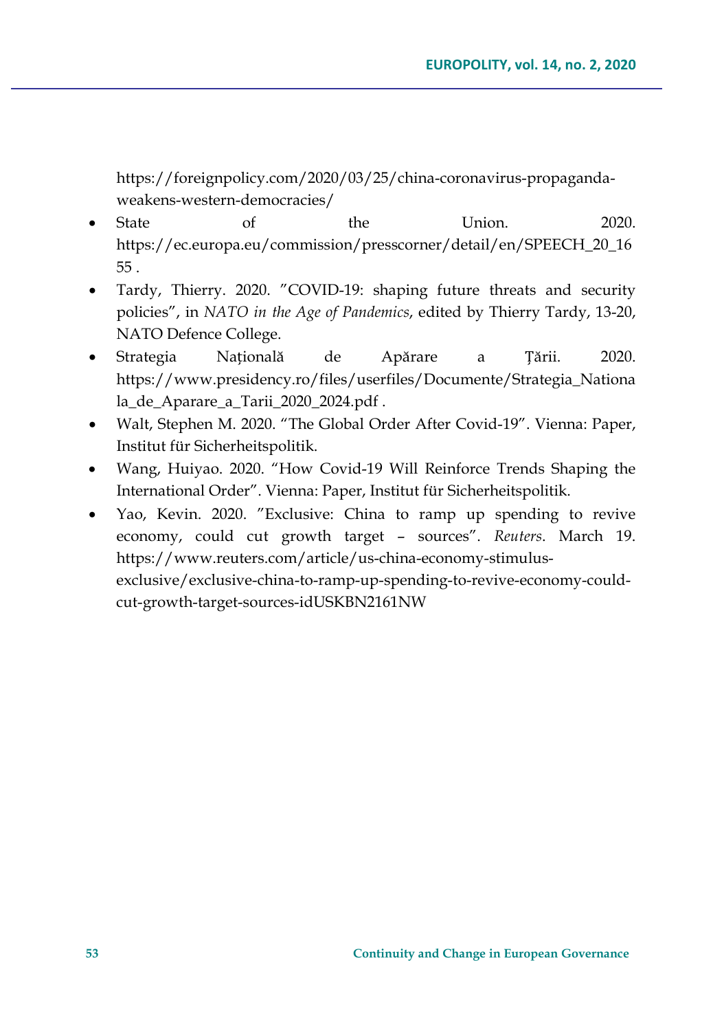https://foreignpolicy.com/2020/03/25/china-coronavirus-propaganda-weakens-western-democracies/

- State of the Union. 2020. https://ec.europa.eu/commission/presscorner/detail/en/SPEECH_20_1655 .
- Tardy, Thierry. 2020. ”COVID-19: shaping future threats and security policies”, in *NATO in the Age of Pandemics*, edited by Thierry Tardy, 13-20, NATO Defence College.
- Strategia Națională de Apărare a Țării. 2020. https://www.presidency.ro/files/userfiles/Documente/Strategia_Nationala_de_Aparare_a_Tarii_2020_2024.pdf .
- Walt, Stephen M. 2020. “The Global Order After Covid-19”. Vienna: Paper, Institut für Sicherheitspolitik.
- Wang, Huiyao. 2020. “How Covid-19 Will Reinforce Trends Shaping the International Order”. Vienna: Paper, Institut für Sicherheitspolitik.
- Yao, Kevin. 2020. ”Exclusive: China to ramp up spending to revive economy, could cut growth target – sources”. *Reuters*. March 19. https://www.reuters.com/article/us-china-economy-stimulus-exclusive/exclusive-china-to-ramp-up-spending-to-revive-economy-could-cut-growth-target-sources-idUSKBN2161NW